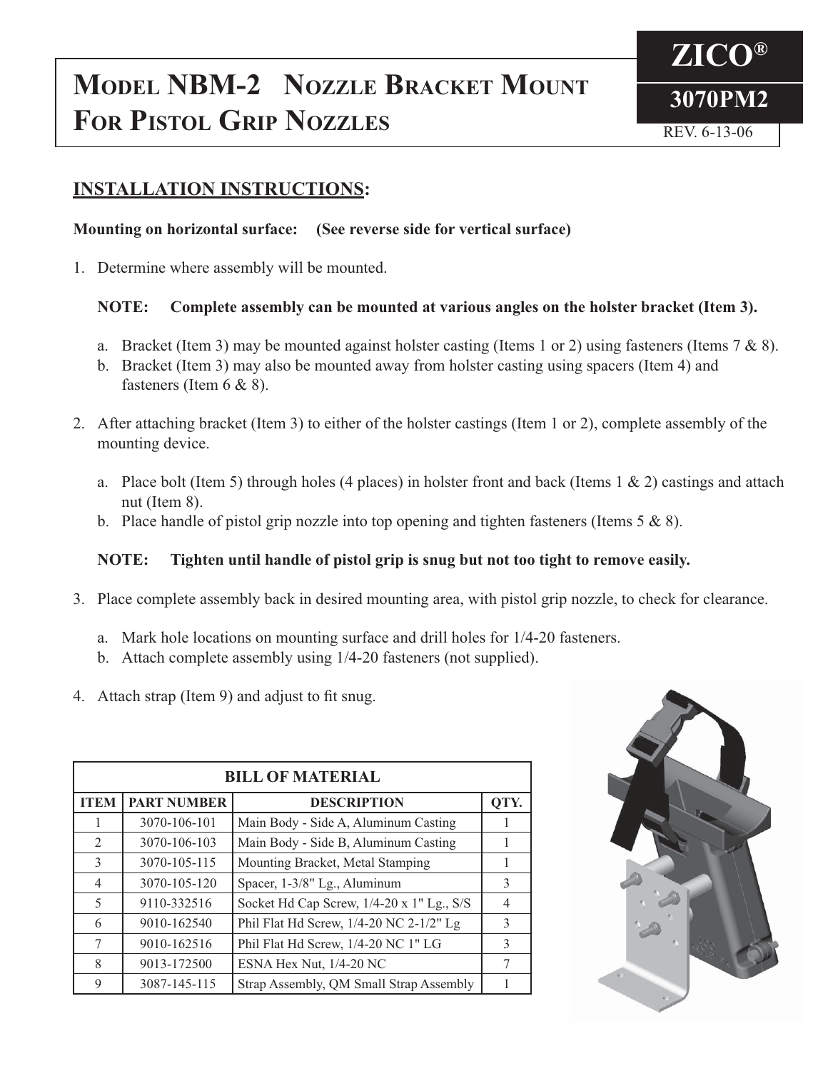# Model NBM-2 Nozzle Bracket Mount For Pistol Grip Nozzles

**ZICO®**

**3070PM2**

REV. 6-13-06

## INSTALLATION INSTRUCTIONS:

**Mounting on horizontal surface: (See reverse side for vertical surface)**

1. Determine where assembly will be mounted.

   **NOTE: Complete assembly can be mounted at various angles on the holster bracket (Item 3).**

   a. Bracket (Item 3) may be mounted against holster casting (Items 1 or 2) using fasteners (Items 7 & 8).
   b. Bracket (Item 3) may also be mounted away from holster casting using spacers (Item 4) and fasteners (Item 6 & 8).

2. After attaching bracket (Item 3) to either of the holster castings (Item 1 or 2), complete assembly of the mounting device.

   a. Place bolt (Item 5) through holes (4 places) in holster front and back (Items 1 & 2) castings and attach nut (Item 8).
   b. Place handle of pistol grip nozzle into top opening and tighten fasteners (Items 5 & 8).

   **NOTE: Tighten until handle of pistol grip is snug but not too tight to remove easily.**

3. Place complete assembly back in desired mounting area, with pistol grip nozzle, to check for clearance.

   a. Mark hole locations on mounting surface and drill holes for 1/4-20 fasteners.
   b. Attach complete assembly using 1/4-20 fasteners (not supplied).

4. Attach strap (Item 9) and adjust to fit snug.

| BILL OF MATERIAL | | | |
|---|---|---|---|
| **ITEM** | **PART NUMBER** | **DESCRIPTION** | **QTY.** |
| 1 | 3070-106-101 | Main Body - Side A, Aluminum Casting | 1 |
| 2 | 3070-106-103 | Main Body - Side B, Aluminum Casting | 1 |
| 3 | 3070-105-115 | Mounting Bracket, Metal Stamping | 1 |
| 4 | 3070-105-120 | Spacer, 1-3/8" Lg., Aluminum | 3 |
| 5 | 9110-332516 | Socket Hd Cap Screw, 1/4-20 x 1" Lg., S/S | 4 |
| 6 | 9010-162540 | Phil Flat Hd Screw, 1/4-20 NC 2-1/2" Lg | 3 |
| 7 | 9010-162516 | Phil Flat Hd Screw, 1/4-20 NC 1" LG | 3 |
| 8 | 9013-172500 | ESNA Hex Nut, 1/4-20 NC | 7 |
| 9 | 3087-145-115 | Strap Assembly, QM Small Strap Assembly | 1 |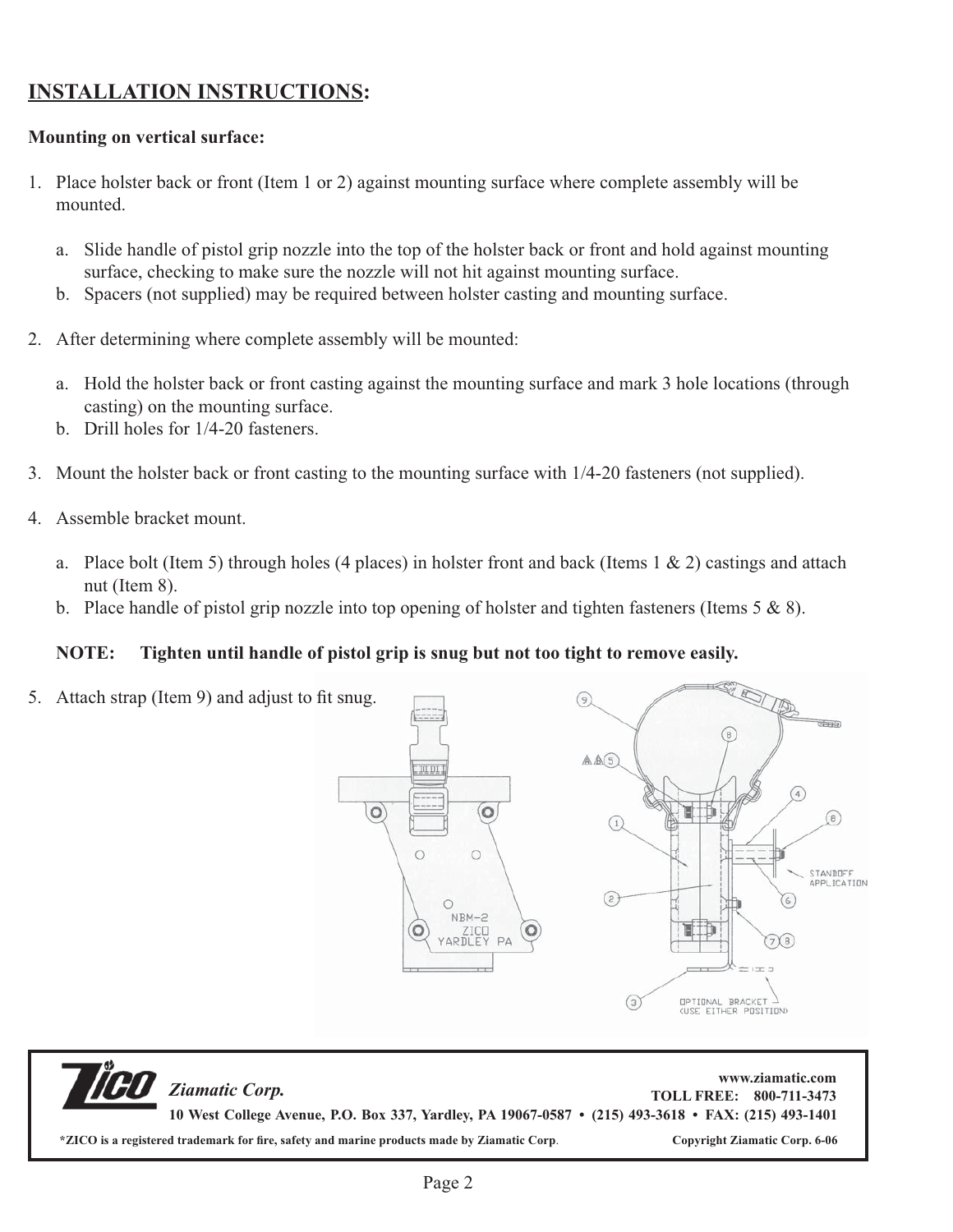## INSTALLATION INSTRUCTIONS:

**Mounting on vertical surface:**

1. Place holster back or front (Item 1 or 2) against mounting surface where complete assembly will be mounted.

   a. Slide handle of pistol grip nozzle into the top of the holster back or front and hold against mounting surface, checking to make sure the nozzle will not hit against mounting surface.
   b. Spacers (not supplied) may be required between holster casting and mounting surface.

2. After determining where complete assembly will be mounted:

   a. Hold the holster back or front casting against the mounting surface and mark 3 hole locations (through casting) on the mounting surface.
   b. Drill holes for 1/4-20 fasteners.

3. Mount the holster back or front casting to the mounting surface with 1/4-20 fasteners (not supplied).

4. Assemble bracket mount.

   a. Place bolt (Item 5) through holes (4 places) in holster front and back (Items 1 & 2) castings and attach nut (Item 8).
   b. Place handle of pistol grip nozzle into top opening of holster and tighten fasteners (Items 5 & 8).

   **NOTE: Tighten until handle of pistol grip is snug but not too tight to remove easily.**

5. Attach strap (Item 9) and adjust to fit snug.

NBM-2
ZICO
YARDLEY PA

9
8
5
4
1
8
STANDOFF APPLICATION
2
6
7 8
3
OPTIONAL BRACKET (USE EITHER POSITION)

*Ziamatic Corp.*

**www.ziamatic.com**
**TOLL FREE: 800-711-3473**
**10 West College Avenue, P.O. Box 337, Yardley, PA 19067-0587 • (215) 493-3618 • FAX: (215) 493-1401**

**\*ZICO is a registered trademark for fire, safety and marine products made by Ziamatic Corp.** **Copyright Ziamatic Corp. 6-06**